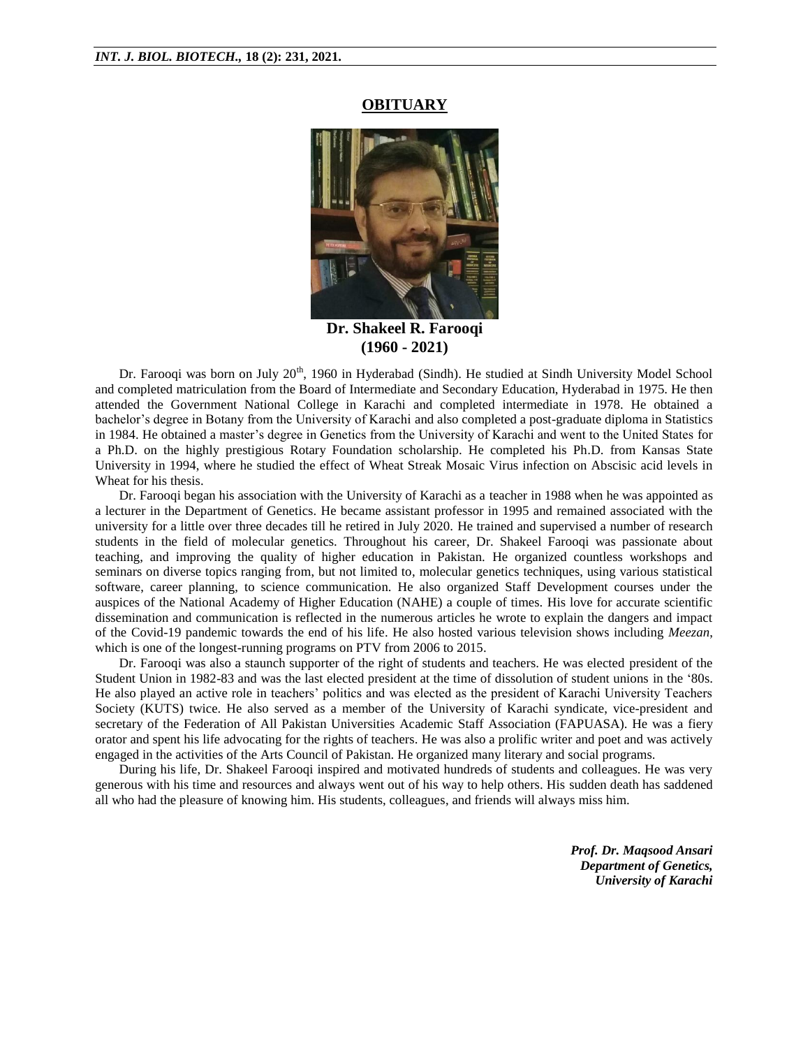# OBITUARY

**Dr. Shakeel R. Farooqi**
**(1960 - 2021)**

Dr. Farooqi was born on July 20th, 1960 in Hyderabad (Sindh). He studied at Sindh University Model School and completed matriculation from the Board of Intermediate and Secondary Education, Hyderabad in 1975. He then attended the Government National College in Karachi and completed intermediate in 1978. He obtained a bachelor's degree in Botany from the University of Karachi and also completed a post-graduate diploma in Statistics in 1984. He obtained a master's degree in Genetics from the University of Karachi and went to the United States for a Ph.D. on the highly prestigious Rotary Foundation scholarship. He completed his Ph.D. from Kansas State University in 1994, where he studied the effect of Wheat Streak Mosaic Virus infection on Abscisic acid levels in Wheat for his thesis.

Dr. Farooqi began his association with the University of Karachi as a teacher in 1988 when he was appointed as a lecturer in the Department of Genetics. He became assistant professor in 1995 and remained associated with the university for a little over three decades till he retired in July 2020. He trained and supervised a number of research students in the field of molecular genetics. Throughout his career, Dr. Shakeel Farooqi was passionate about teaching, and improving the quality of higher education in Pakistan. He organized countless workshops and seminars on diverse topics ranging from, but not limited to, molecular genetics techniques, using various statistical software, career planning, to science communication. He also organized Staff Development courses under the auspices of the National Academy of Higher Education (NAHE) a couple of times. His love for accurate scientific dissemination and communication is reflected in the numerous articles he wrote to explain the dangers and impact of the Covid-19 pandemic towards the end of his life. He also hosted various television shows including *Meezan*, which is one of the longest-running programs on PTV from 2006 to 2015.

Dr. Farooqi was also a staunch supporter of the right of students and teachers. He was elected president of the Student Union in 1982-83 and was the last elected president at the time of dissolution of student unions in the '80s. He also played an active role in teachers' politics and was elected as the president of Karachi University Teachers Society (KUTS) twice. He also served as a member of the University of Karachi syndicate, vice-president and secretary of the Federation of All Pakistan Universities Academic Staff Association (FAPUASA). He was a fiery orator and spent his life advocating for the rights of teachers. He was also a prolific writer and poet and was actively engaged in the activities of the Arts Council of Pakistan. He organized many literary and social programs.

During his life, Dr. Shakeel Farooqi inspired and motivated hundreds of students and colleagues. He was very generous with his time and resources and always went out of his way to help others. His sudden death has saddened all who had the pleasure of knowing him. His students, colleagues, and friends will always miss him.

*Prof. Dr. Maqsood Ansari*
*Department of Genetics,*
*University of Karachi*